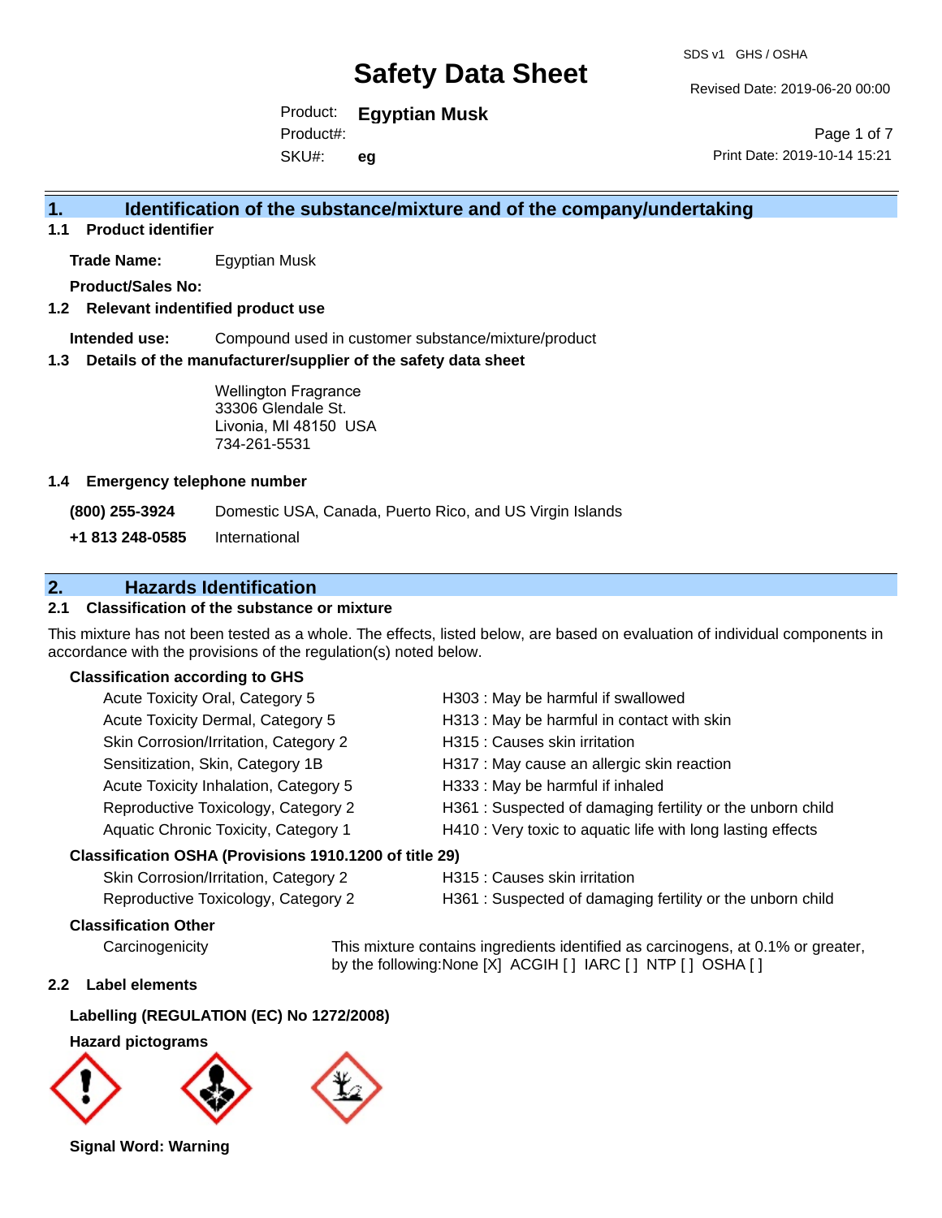# Safety Data Sheet

SDS v1 GHS / OSHA

Revised Date: 2019-06-20 00:00

Product: **Egyptian Musk**
Product#:
SKU#: **eg**

Print Date: 2019-10-14 15:21

## 1. Identification of the substance/mixture and of the company/undertaking

### 1.1 Product identifier

**Trade Name:** Egyptian Musk

**Product/Sales No:**

### 1.2 Relevant identified product use

**Intended use:** Compound used in customer substance/mixture/product

### 1.3 Details of the manufacturer/supplier of the safety data sheet

Wellington Fragrance
33306 Glendale St.
Livonia, MI 48150 USA
734-261-5531

### 1.4 Emergency telephone number

**(800) 255-3924** Domestic USA, Canada, Puerto Rico, and US Virgin Islands

**+1 813 248-0585** International

## 2. Hazards Identification

### 2.1 Classification of the substance or mixture

This mixture has not been tested as a whole. The effects, listed below, are based on evaluation of individual components in accordance with the provisions of the regulation(s) noted below.

**Classification according to GHS**

| | |
|---|---|
| Acute Toxicity Oral, Category 5 | H303 : May be harmful if swallowed |
| Acute Toxicity Dermal, Category 5 | H313 : May be harmful in contact with skin |
| Skin Corrosion/Irritation, Category 2 | H315 : Causes skin irritation |
| Sensitization, Skin, Category 1B | H317 : May cause an allergic skin reaction |
| Acute Toxicity Inhalation, Category 5 | H333 : May be harmful if inhaled |
| Reproductive Toxicology, Category 2 | H361 : Suspected of damaging fertility or the unborn child |
| Aquatic Chronic Toxicity, Category 1 | H410 : Very toxic to aquatic life with long lasting effects |

**Classification OSHA (Provisions 1910.1200 of title 29)**

| | |
|---|---|
| Skin Corrosion/Irritation, Category 2 | H315 : Causes skin irritation |
| Reproductive Toxicology, Category 2 | H361 : Suspected of damaging fertility or the unborn child |

**Classification Other**

Carcinogenicity — This mixture contains ingredients identified as carcinogens, at 0.1% or greater, by the following:None [X] ACGIH [ ] IARC [ ] NTP [ ] OSHA [ ]

### 2.2 Label elements

**Labelling (REGULATION (EC) No 1272/2008)**

**Hazard pictograms**

**Signal Word: Warning**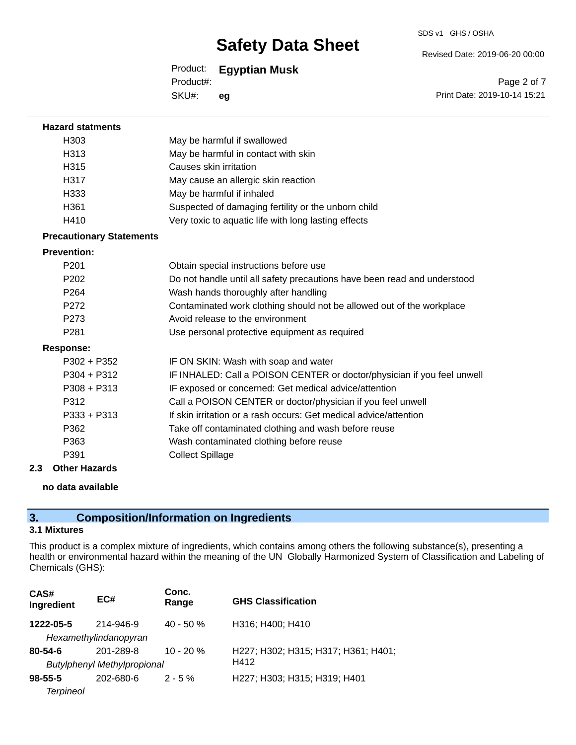**Hazard statments**

| | |
|---|---|
| H303 | May be harmful if swallowed |
| H313 | May be harmful in contact with skin |
| H315 | Causes skin irritation |
| H317 | May cause an allergic skin reaction |
| H333 | May be harmful if inhaled |
| H361 | Suspected of damaging fertility or the unborn child |
| H410 | Very toxic to aquatic life with long lasting effects |

**Precautionary Statements**

**Prevention:**

| | |
|---|---|
| P201 | Obtain special instructions before use |
| P202 | Do not handle until all safety precautions have been read and understood |
| P264 | Wash hands thoroughly after handling |
| P272 | Contaminated work clothing should not be allowed out of the workplace |
| P273 | Avoid release to the environment |
| P281 | Use personal protective equipment as required |

**Response:**

| | |
|---|---|
| P302 + P352 | IF ON SKIN: Wash with soap and water |
| P304 + P312 | IF INHALED: Call a POISON CENTER or doctor/physician if you feel unwell |
| P308 + P313 | IF exposed or concerned: Get medical advice/attention |
| P312 | Call a POISON CENTER or doctor/physician if you feel unwell |
| P333 + P313 | If skin irritation or a rash occurs: Get medical advice/attention |
| P362 | Take off contaminated clothing and wash before reuse |
| P363 | Wash contaminated clothing before reuse |
| P391 | Collect Spillage |

### 2.3 Other Hazards

**no data available**

## 3. Composition/Information on Ingredients

### 3.1 Mixtures

This product is a complex mixture of ingredients, which contains among others the following substance(s), presenting a health or environmental hazard within the meaning of the UN Globally Harmonized System of Classification and Labeling of Chemicals (GHS):

| CAS# Ingredient | EC# | Conc. Range | GHS Classification |
|---|---|---|---|
| **1222-05-5** *Hexamethylindanopyran* | 214-946-9 | 40 - 50 % | H316; H400; H410 |
| **80-54-6** *Butylphenyl Methylpropional* | 201-289-8 | 10 - 20 % | H227; H302; H315; H317; H361; H401; H412 |
| **98-55-5** *Terpineol* | 202-680-6 | 2 - 5 % | H227; H303; H315; H319; H401 |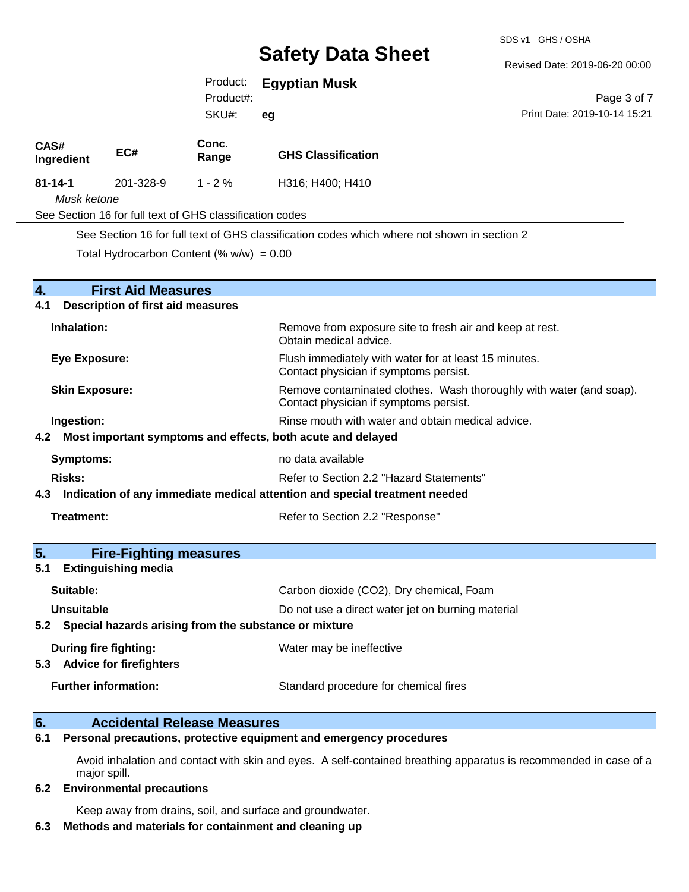| CAS# Ingredient | EC# | Conc. Range | GHS Classification |
|---|---|---|---|
| **81-14-1** *Musk ketone* | 201-328-9 | 1 - 2 % | H316; H400; H410 |

See Section 16 for full text of GHS classification codes

See Section 16 for full text of GHS classification codes which where not shown in section 2

Total Hydrocarbon Content (% w/w) = 0.00

## 4. First Aid Measures

### 4.1 Description of first aid measures

**Inhalation:** Remove from exposure site to fresh air and keep at rest. Obtain medical advice.

**Eye Exposure:** Flush immediately with water for at least 15 minutes. Contact physician if symptoms persist.

**Skin Exposure:** Remove contaminated clothes. Wash thoroughly with water (and soap). Contact physician if symptoms persist.

**Ingestion:** Rinse mouth with water and obtain medical advice.

### 4.2 Most important symptoms and effects, both acute and delayed

**Symptoms:** no data available

**Risks:** Refer to Section 2.2 "Hazard Statements"

### 4.3 Indication of any immediate medical attention and special treatment needed

**Treatment:** Refer to Section 2.2 "Response"

## 5. Fire-Fighting measures

### 5.1 Extinguishing media

**Suitable:** Carbon dioxide ($CO_2$), Dry chemical, Foam

**Unsuitable** Do not use a direct water jet on burning material

### 5.2 Special hazards arising from the substance or mixture

**During fire fighting:** Water may be ineffective

### 5.3 Advice for firefighters

**Further information:** Standard procedure for chemical fires

## 6. Accidental Release Measures

### 6.1 Personal precautions, protective equipment and emergency procedures

Avoid inhalation and contact with skin and eyes. A self-contained breathing apparatus is recommended in case of a major spill.

### 6.2 Environmental precautions

Keep away from drains, soil, and surface and groundwater.

### 6.3 Methods and materials for containment and cleaning up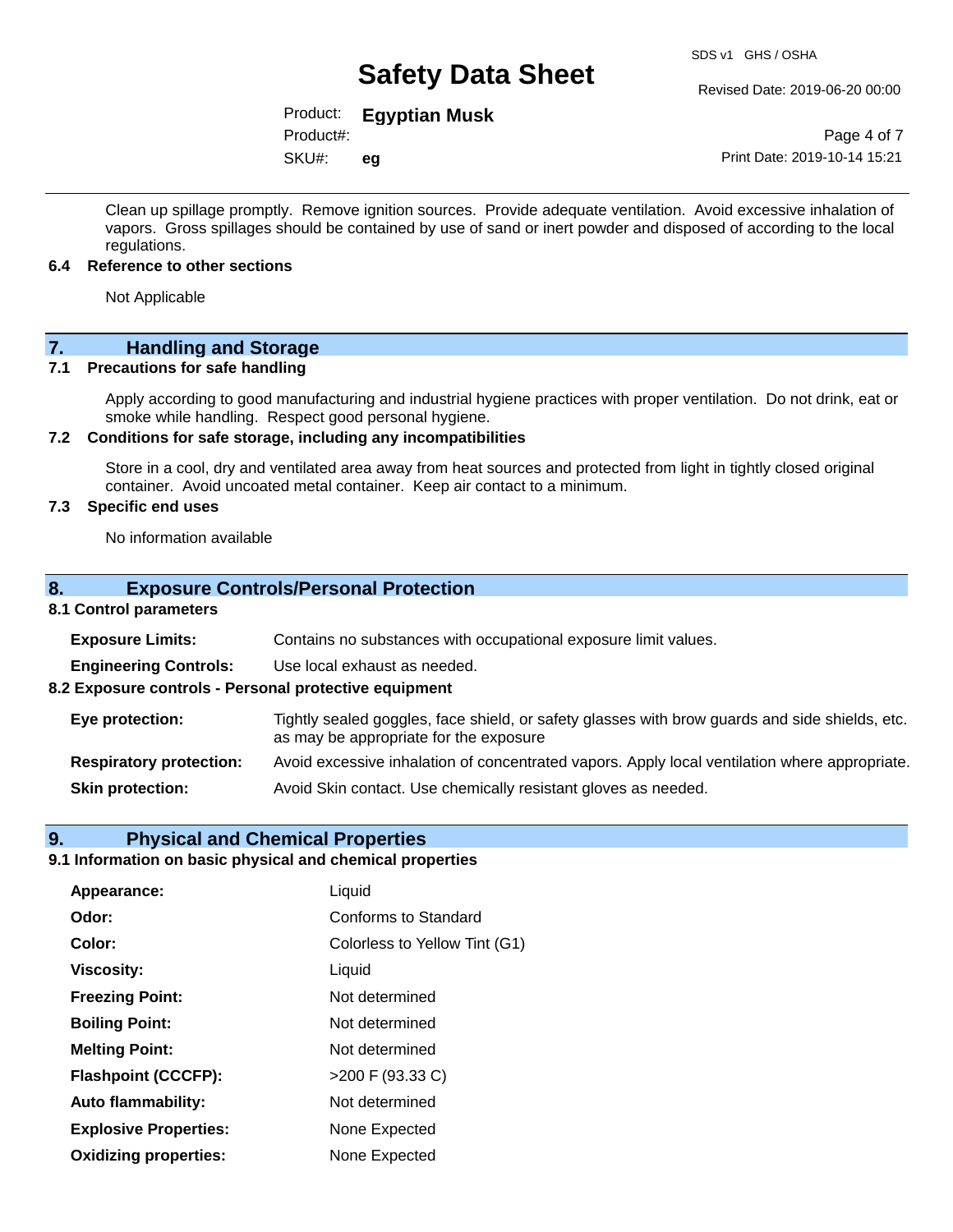Clean up spillage promptly. Remove ignition sources. Provide adequate ventilation. Avoid excessive inhalation of vapors. Gross spillages should be contained by use of sand or inert powder and disposed of according to the local regulations.

### 6.4 Reference to other sections

Not Applicable

## 7. Handling and Storage

### 7.1 Precautions for safe handling

Apply according to good manufacturing and industrial hygiene practices with proper ventilation. Do not drink, eat or smoke while handling. Respect good personal hygiene.

### 7.2 Conditions for safe storage, including any incompatibilities

Store in a cool, dry and ventilated area away from heat sources and protected from light in tightly closed original container. Avoid uncoated metal container. Keep air contact to a minimum.

### 7.3 Specific end uses

No information available

## 8. Exposure Controls/Personal Protection

### 8.1 Control parameters

**Exposure Limits:** Contains no substances with occupational exposure limit values.

**Engineering Controls:** Use local exhaust as needed.

### 8.2 Exposure controls - Personal protective equipment

**Eye protection:** Tightly sealed goggles, face shield, or safety glasses with brow guards and side shields, etc. as may be appropriate for the exposure

**Respiratory protection:** Avoid excessive inhalation of concentrated vapors. Apply local ventilation where appropriate.

**Skin protection:** Avoid Skin contact. Use chemically resistant gloves as needed.

## 9. Physical and Chemical Properties

### 9.1 Information on basic physical and chemical properties

| | |
|---|---|
| **Appearance:** | Liquid |
| **Odor:** | Conforms to Standard |
| **Color:** | Colorless to Yellow Tint (G1) |
| **Viscosity:** | Liquid |
| **Freezing Point:** | Not determined |
| **Boiling Point:** | Not determined |
| **Melting Point:** | Not determined |
| **Flashpoint (CCCFP):** | >200 F (93.33 C) |
| **Auto flammability:** | Not determined |
| **Explosive Properties:** | None Expected |
| **Oxidizing properties:** | None Expected |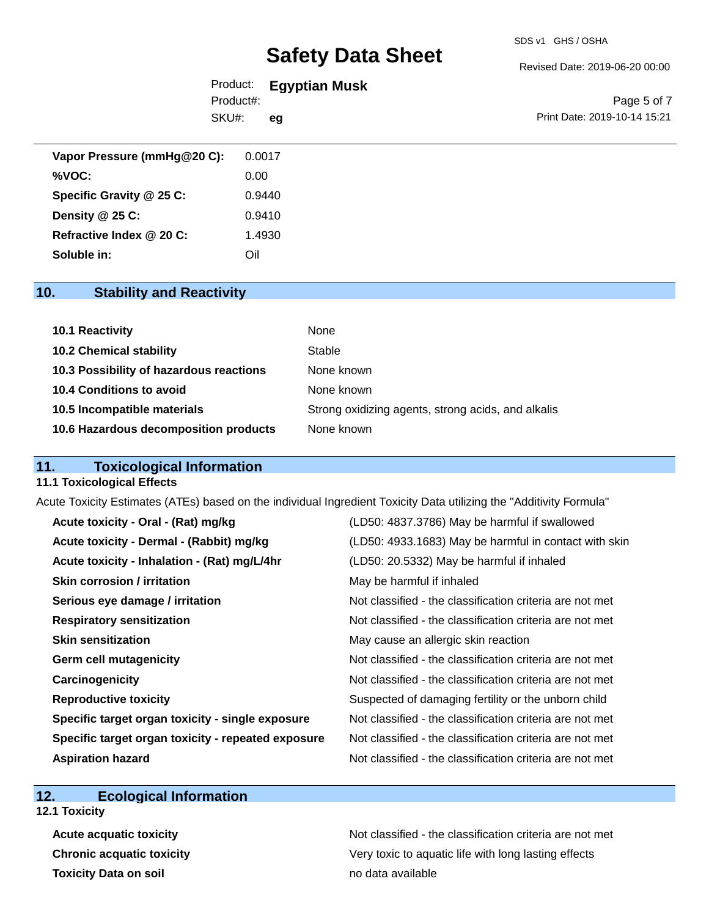| | |
|---|---|
| **Vapor Pressure (mmHg@20 C):** | 0.0017 |
| **%VOC:** | 0.00 |
| **Specific Gravity @ 25 C:** | 0.9440 |
| **Density @ 25 C:** | 0.9410 |
| **Refractive Index @ 20 C:** | 1.4930 |
| **Soluble in:** | Oil |

## 10. Stability and Reactivity

| | |
|---|---|
| **10.1 Reactivity** | None |
| **10.2 Chemical stability** | Stable |
| **10.3 Possibility of hazardous reactions** | None known |
| **10.4 Conditions to avoid** | None known |
| **10.5 Incompatible materials** | Strong oxidizing agents, strong acids, and alkalis |
| **10.6 Hazardous decomposition products** | None known |

## 11. Toxicological Information

### 11.1 Toxicological Effects

Acute Toxicity Estimates (ATEs) based on the individual Ingredient Toxicity Data utilizing the "Additivity Formula"

| | |
|---|---|
| **Acute toxicity - Oral - (Rat) mg/kg** | (LD50: 4837.3786) May be harmful if swallowed |
| **Acute toxicity - Dermal - (Rabbit) mg/kg** | (LD50: 4933.1683) May be harmful in contact with skin |
| **Acute toxicity - Inhalation - (Rat) mg/L/4hr** | (LD50: 20.5332) May be harmful if inhaled |
| **Skin corrosion / irritation** | May be harmful if inhaled |
| **Serious eye damage / irritation** | Not classified - the classification criteria are not met |
| **Respiratory sensitization** | Not classified - the classification criteria are not met |
| **Skin sensitization** | May cause an allergic skin reaction |
| **Germ cell mutagenicity** | Not classified - the classification criteria are not met |
| **Carcinogenicity** | Not classified - the classification criteria are not met |
| **Reproductive toxicity** | Suspected of damaging fertility or the unborn child |
| **Specific target organ toxicity - single exposure** | Not classified - the classification criteria are not met |
| **Specific target organ toxicity - repeated exposure** | Not classified - the classification criteria are not met |
| **Aspiration hazard** | Not classified - the classification criteria are not met |

## 12. Ecological Information

### 12.1 Toxicity

| | |
|---|---|
| **Acute acquatic toxicity** | Not classified - the classification criteria are not met |
| **Chronic acquatic toxicity** | Very toxic to aquatic life with long lasting effects |
| **Toxicity Data on soil** | no data available |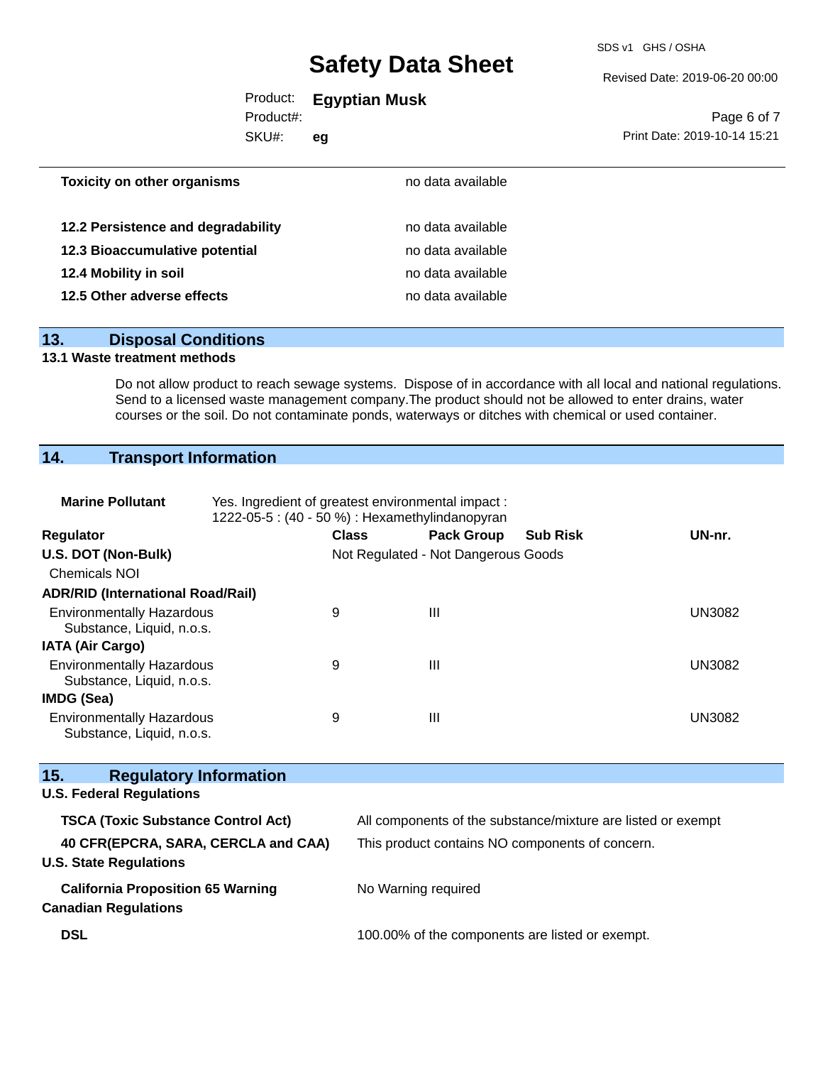| | |
|---|---|
| **Toxicity on other organisms** | no data available |
| **12.2 Persistence and degradability** | no data available |
| **12.3 Bioaccumulative potential** | no data available |
| **12.4 Mobility in soil** | no data available |
| **12.5 Other adverse effects** | no data available |

## 13. Disposal Conditions

**13.1 Waste treatment methods**

Do not allow product to reach sewage systems. Dispose of in accordance with all local and national regulations. Send to a licensed waste management company.The product should not be allowed to enter drains, water courses or the soil. Do not contaminate ponds, waterways or ditches with chemical or used container.

## 14. Transport Information

**Marine Pollutant** Yes. Ingredient of greatest environmental impact : 1222-05-5 : (40 - 50 %) : Hexamethylindanopyran

| Regulator | Class | Pack Group | Sub Risk | UN-nr. |
|---|---|---|---|---|
| **U.S. DOT (Non-Bulk)** | Not Regulated - Not Dangerous Goods | | | |
| Chemicals NOI | | | | |
| **ADR/RID (International Road/Rail)** | | | | |
| Environmentally Hazardous Substance, Liquid, n.o.s. | 9 | III | | UN3082 |
| **IATA (Air Cargo)** | | | | |
| Environmentally Hazardous Substance, Liquid, n.o.s. | 9 | III | | UN3082 |
| **IMDG (Sea)** | | | | |
| Environmentally Hazardous Substance, Liquid, n.o.s. | 9 | III | | UN3082 |

## 15. Regulatory Information

**U.S. Federal Regulations**

| | |
|---|---|
| **TSCA (Toxic Substance Control Act)** | All components of the substance/mixture are listed or exempt |
| **40 CFR(EPCRA, SARA, CERCLA and CAA)** | This product contains NO components of concern. |

**U.S. State Regulations**

| | |
|---|---|
| **California Proposition 65 Warning** | No Warning required |

**Canadian Regulations**

| | |
|---|---|
| **DSL** | 100.00% of the components are listed or exempt. |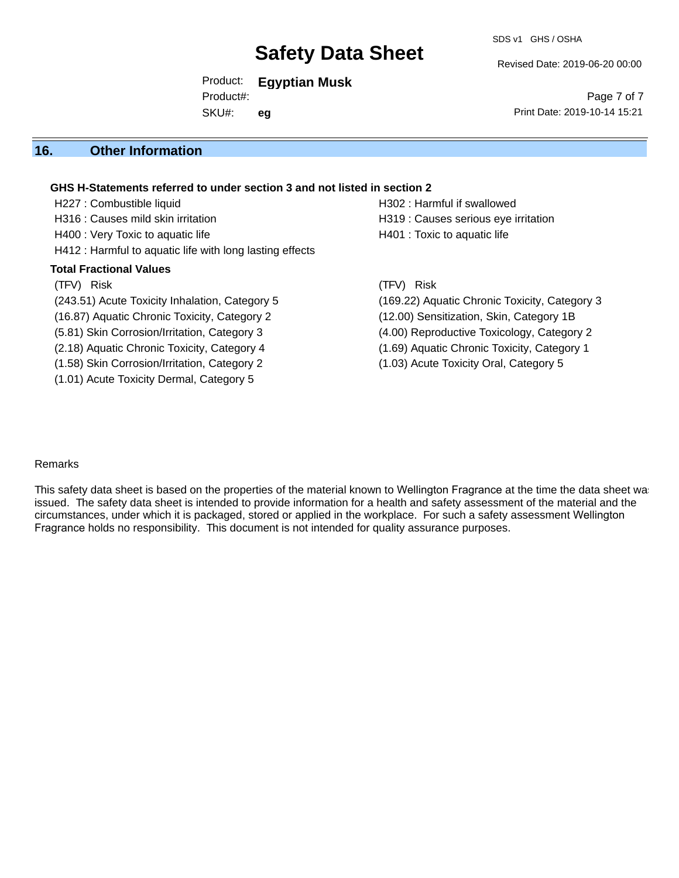## 16. Other Information

**GHS H-Statements referred to under section 3 and not listed in section 2**

H227 : Combustible liquid

H302 : Harmful if swallowed

H316 : Causes mild skin irritation

H319 : Causes serious eye irritation

H400 : Very Toxic to aquatic life

H401 : Toxic to aquatic life

H412 : Harmful to aquatic life with long lasting effects

**Total Fractional Values**

| (TFV) Risk | (TFV) Risk |
|---|---|
| (243.51) Acute Toxicity Inhalation, Category 5 | (169.22) Aquatic Chronic Toxicity, Category 3 |
| (16.87) Aquatic Chronic Toxicity, Category 2 | (12.00) Sensitization, Skin, Category 1B |
| (5.81) Skin Corrosion/Irritation, Category 3 | (4.00) Reproductive Toxicology, Category 2 |
| (2.18) Aquatic Chronic Toxicity, Category 4 | (1.69) Aquatic Chronic Toxicity, Category 1 |
| (1.58) Skin Corrosion/Irritation, Category 2 | (1.03) Acute Toxicity Oral, Category 5 |
| (1.01) Acute Toxicity Dermal, Category 5 | |

Remarks

This safety data sheet is based on the properties of the material known to Wellington Fragrance at the time the data sheet was issued. The safety data sheet is intended to provide information for a health and safety assessment of the material and the circumstances, under which it is packaged, stored or applied in the workplace. For such a safety assessment Wellington Fragrance holds no responsibility. This document is not intended for quality assurance purposes.